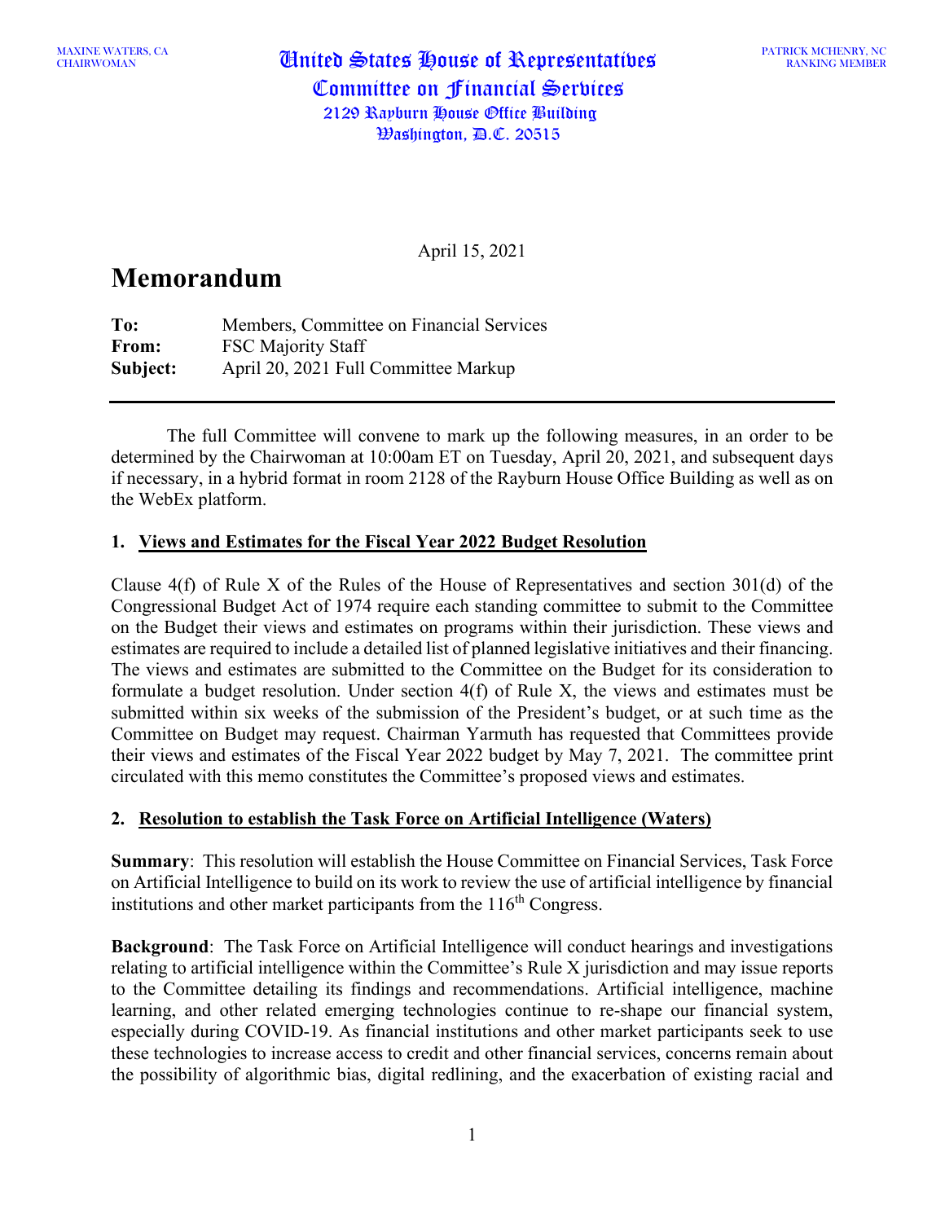MAXINE WATERS, CA
CHAIRWOMAN

United States House of Representatives
Committee on Financial Services
2129 Rayburn House Office Building
Washington, D.C. 20515

PATRICK MCHENRY, NC
RANKING MEMBER

April 15, 2021

# Memorandum

**To:** Members, Committee on Financial Services
**From:** FSC Majority Staff
**Subject:** April 20, 2021 Full Committee Markup

---

The full Committee will convene to mark up the following measures, in an order to be determined by the Chairwoman at 10:00am ET on Tuesday, April 20, 2021, and subsequent days if necessary, in a hybrid format in room 2128 of the Rayburn House Office Building as well as on the WebEx platform.

## 1. Views and Estimates for the Fiscal Year 2022 Budget Resolution

Clause 4(f) of Rule X of the Rules of the House of Representatives and section 301(d) of the Congressional Budget Act of 1974 require each standing committee to submit to the Committee on the Budget their views and estimates on programs within their jurisdiction. These views and estimates are required to include a detailed list of planned legislative initiatives and their financing. The views and estimates are submitted to the Committee on the Budget for its consideration to formulate a budget resolution. Under section 4(f) of Rule X, the views and estimates must be submitted within six weeks of the submission of the President's budget, or at such time as the Committee on Budget may request. Chairman Yarmuth has requested that Committees provide their views and estimates of the Fiscal Year 2022 budget by May 7, 2021. The committee print circulated with this memo constitutes the Committee's proposed views and estimates.

## 2. Resolution to establish the Task Force on Artificial Intelligence (Waters)

**Summary**: This resolution will establish the House Committee on Financial Services, Task Force on Artificial Intelligence to build on its work to review the use of artificial intelligence by financial institutions and other market participants from the 116th Congress.

**Background**: The Task Force on Artificial Intelligence will conduct hearings and investigations relating to artificial intelligence within the Committee's Rule X jurisdiction and may issue reports to the Committee detailing its findings and recommendations. Artificial intelligence, machine learning, and other related emerging technologies continue to re-shape our financial system, especially during COVID-19. As financial institutions and other market participants seek to use these technologies to increase access to credit and other financial services, concerns remain about the possibility of algorithmic bias, digital redlining, and the exacerbation of existing racial and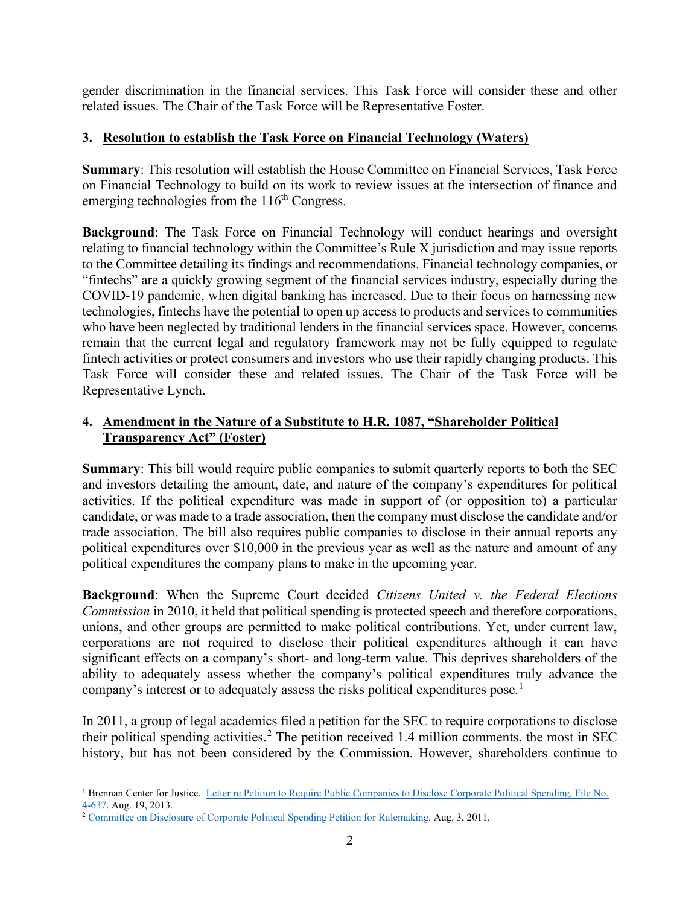gender discrimination in the financial services. This Task Force will consider these and other related issues. The Chair of the Task Force will be Representative Foster.

### 3. Resolution to establish the Task Force on Financial Technology (Waters)

**Summary**: This resolution will establish the House Committee on Financial Services, Task Force on Financial Technology to build on its work to review issues at the intersection of finance and emerging technologies from the 116th Congress.

**Background**: The Task Force on Financial Technology will conduct hearings and oversight relating to financial technology within the Committee's Rule X jurisdiction and may issue reports to the Committee detailing its findings and recommendations. Financial technology companies, or "fintechs" are a quickly growing segment of the financial services industry, especially during the COVID-19 pandemic, when digital banking has increased. Due to their focus on harnessing new technologies, fintechs have the potential to open up access to products and services to communities who have been neglected by traditional lenders in the financial services space. However, concerns remain that the current legal and regulatory framework may not be fully equipped to regulate fintech activities or protect consumers and investors who use their rapidly changing products. This Task Force will consider these and related issues. The Chair of the Task Force will be Representative Lynch.

### 4. Amendment in the Nature of a Substitute to H.R. 1087, "Shareholder Political Transparency Act" (Foster)

**Summary**: This bill would require public companies to submit quarterly reports to both the SEC and investors detailing the amount, date, and nature of the company's expenditures for political activities. If the political expenditure was made in support of (or opposition to) a particular candidate, or was made to a trade association, then the company must disclose the candidate and/or trade association. The bill also requires public companies to disclose in their annual reports any political expenditures over $10,000 in the previous year as well as the nature and amount of any political expenditures the company plans to make in the upcoming year.

**Background**: When the Supreme Court decided *Citizens United v. the Federal Elections Commission* in 2010, it held that political spending is protected speech and therefore corporations, unions, and other groups are permitted to make political contributions. Yet, under current law, corporations are not required to disclose their political expenditures although it can have significant effects on a company's short- and long-term value. This deprives shareholders of the ability to adequately assess whether the company's political expenditures truly advance the company's interest or to adequately assess the risks political expenditures pose.[1]

In 2011, a group of legal academics filed a petition for the SEC to require corporations to disclose their political spending activities.[2] The petition received 1.4 million comments, the most in SEC history, but has not been considered by the Commission. However, shareholders continue to

---

[1] Brennan Center for Justice. Letter re Petition to Require Public Companies to Disclose Corporate Political Spending, File No. 4-637. Aug. 19, 2013.

[2] Committee on Disclosure of Corporate Political Spending Petition for Rulemaking. Aug. 3, 2011.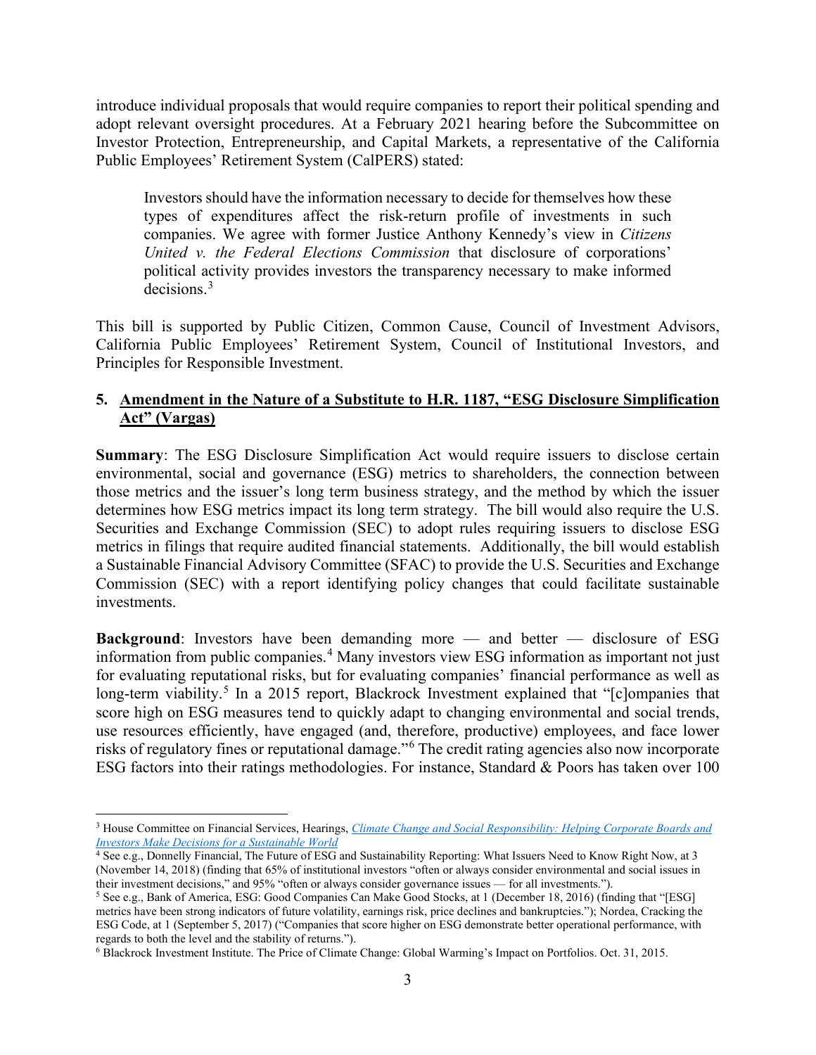introduce individual proposals that would require companies to report their political spending and adopt relevant oversight procedures. At a February 2021 hearing before the Subcommittee on Investor Protection, Entrepreneurship, and Capital Markets, a representative of the California Public Employees' Retirement System (CalPERS) stated:

> Investors should have the information necessary to decide for themselves how these types of expenditures affect the risk-return profile of investments in such companies. We agree with former Justice Anthony Kennedy's view in *Citizens United v. the Federal Elections Commission* that disclosure of corporations' political activity provides investors the transparency necessary to make informed decisions.[3]

This bill is supported by Public Citizen, Common Cause, Council of Investment Advisors, California Public Employees' Retirement System, Council of Institutional Investors, and Principles for Responsible Investment.

### 5. Amendment in the Nature of a Substitute to H.R. 1187, "ESG Disclosure Simplification Act" (Vargas)

**Summary**: The ESG Disclosure Simplification Act would require issuers to disclose certain environmental, social and governance (ESG) metrics to shareholders, the connection between those metrics and the issuer's long term business strategy, and the method by which the issuer determines how ESG metrics impact its long term strategy. The bill would also require the U.S. Securities and Exchange Commission (SEC) to adopt rules requiring issuers to disclose ESG metrics in filings that require audited financial statements. Additionally, the bill would establish a Sustainable Financial Advisory Committee (SFAC) to provide the U.S. Securities and Exchange Commission (SEC) with a report identifying policy changes that could facilitate sustainable investments.

**Background**: Investors have been demanding more — and better — disclosure of ESG information from public companies.[4] Many investors view ESG information as important not just for evaluating reputational risks, but for evaluating companies' financial performance as well as long-term viability.[5] In a 2015 report, Blackrock Investment explained that "[c]ompanies that score high on ESG measures tend to quickly adapt to changing environmental and social trends, use resources efficiently, have engaged (and, therefore, productive) employees, and face lower risks of regulatory fines or reputational damage."[6] The credit rating agencies also now incorporate ESG factors into their ratings methodologies. For instance, Standard & Poors has taken over 100

---

[3] House Committee on Financial Services, Hearings, *Climate Change and Social Responsibility: Helping Corporate Boards and Investors Make Decisions for a Sustainable World*

[4] See e.g., Donnelly Financial, The Future of ESG and Sustainability Reporting: What Issuers Need to Know Right Now, at 3 (November 14, 2018) (finding that 65% of institutional investors "often or always consider environmental and social issues in their investment decisions," and 95% "often or always consider governance issues — for all investments.").

[5] See e.g., Bank of America, ESG: Good Companies Can Make Good Stocks, at 1 (December 18, 2016) (finding that "[ESG] metrics have been strong indicators of future volatility, earnings risk, price declines and bankruptcies."); Nordea, Cracking the ESG Code, at 1 (September 5, 2017) ("Companies that score higher on ESG demonstrate better operational performance, with regards to both the level and the stability of returns.").

[6] Blackrock Investment Institute. The Price of Climate Change: Global Warming's Impact on Portfolios. Oct. 31, 2015.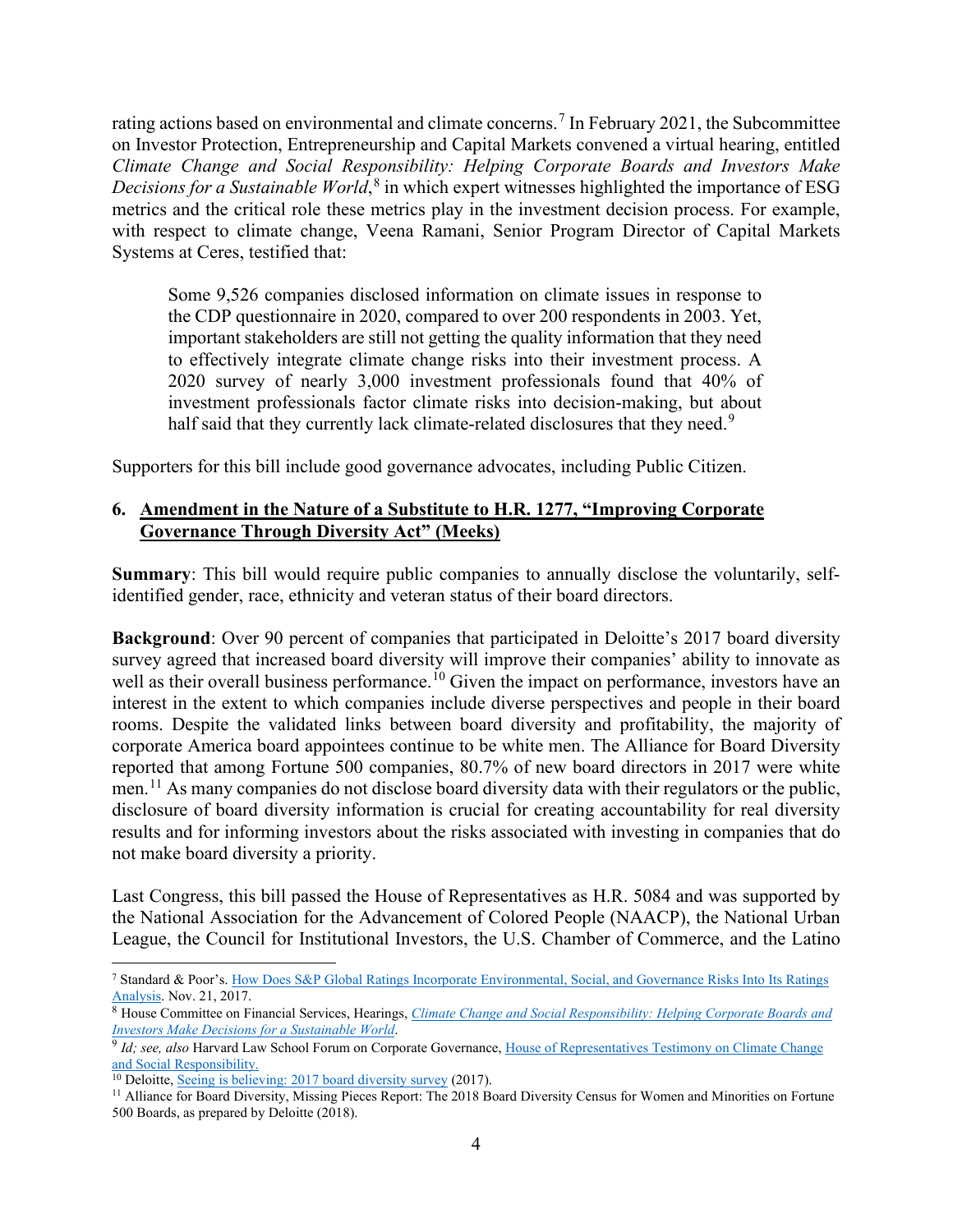rating actions based on environmental and climate concerns.[7] In February 2021, the Subcommittee on Investor Protection, Entrepreneurship and Capital Markets convened a virtual hearing, entitled *Climate Change and Social Responsibility: Helping Corporate Boards and Investors Make Decisions for a Sustainable World*,[8] in which expert witnesses highlighted the importance of ESG metrics and the critical role these metrics play in the investment decision process. For example, with respect to climate change, Veena Ramani, Senior Program Director of Capital Markets Systems at Ceres, testified that:

> Some 9,526 companies disclosed information on climate issues in response to the CDP questionnaire in 2020, compared to over 200 respondents in 2003. Yet, important stakeholders are still not getting the quality information that they need to effectively integrate climate change risks into their investment process. A 2020 survey of nearly 3,000 investment professionals found that 40% of investment professionals factor climate risks into decision-making, but about half said that they currently lack climate-related disclosures that they need.[9]

Supporters for this bill include good governance advocates, including Public Citizen.

### 6. <u>Amendment in the Nature of a Substitute to H.R. 1277, "Improving Corporate Governance Through Diversity Act" (Meeks)</u>

**Summary**: This bill would require public companies to annually disclose the voluntarily, self-identified gender, race, ethnicity and veteran status of their board directors.

**Background**: Over 90 percent of companies that participated in Deloitte's 2017 board diversity survey agreed that increased board diversity will improve their companies' ability to innovate as well as their overall business performance.[10] Given the impact on performance, investors have an interest in the extent to which companies include diverse perspectives and people in their board rooms. Despite the validated links between board diversity and profitability, the majority of corporate America board appointees continue to be white men. The Alliance for Board Diversity reported that among Fortune 500 companies, 80.7% of new board directors in 2017 were white men.[11] As many companies do not disclose board diversity data with their regulators or the public, disclosure of board diversity information is crucial for creating accountability for real diversity results and for informing investors about the risks associated with investing in companies that do not make board diversity a priority.

Last Congress, this bill passed the House of Representatives as H.R. 5084 and was supported by the National Association for the Advancement of Colored People (NAACP), the National Urban League, the Council for Institutional Investors, the U.S. Chamber of Commerce, and the Latino

---

[7] Standard & Poor's. How Does S&P Global Ratings Incorporate Environmental, Social, and Governance Risks Into Its Ratings Analysis. Nov. 21, 2017.

[8] House Committee on Financial Services, Hearings, *Climate Change and Social Responsibility: Helping Corporate Boards and Investors Make Decisions for a Sustainable World*.

[9] *Id; see, also* Harvard Law School Forum on Corporate Governance, House of Representatives Testimony on Climate Change and Social Responsibility.

[10] Deloitte, Seeing is believing: 2017 board diversity survey (2017).

[11] Alliance for Board Diversity, Missing Pieces Report: The 2018 Board Diversity Census for Women and Minorities on Fortune 500 Boards, as prepared by Deloitte (2018).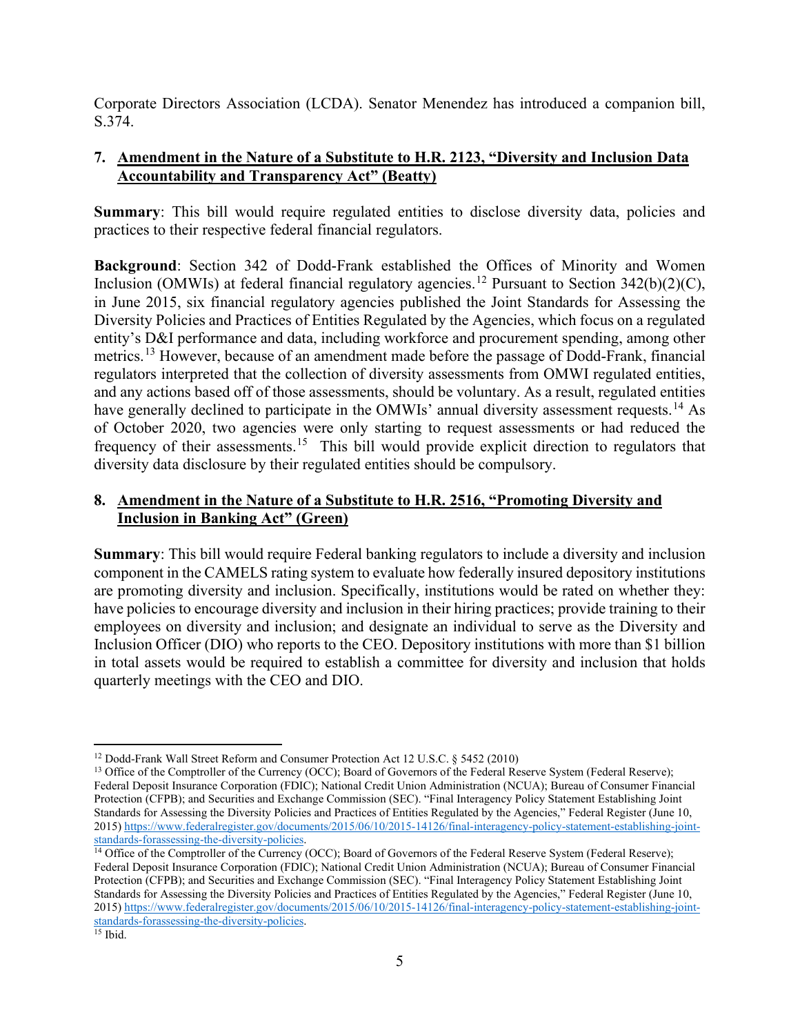Corporate Directors Association (LCDA). Senator Menendez has introduced a companion bill, S.374.

### 7. Amendment in the Nature of a Substitute to H.R. 2123, "Diversity and Inclusion Data Accountability and Transparency Act" (Beatty)

**Summary**: This bill would require regulated entities to disclose diversity data, policies and practices to their respective federal financial regulators.

**Background**: Section 342 of Dodd-Frank established the Offices of Minority and Women Inclusion (OMWIs) at federal financial regulatory agencies.[12] Pursuant to Section 342(b)(2)(C), in June 2015, six financial regulatory agencies published the Joint Standards for Assessing the Diversity Policies and Practices of Entities Regulated by the Agencies, which focus on a regulated entity's D&I performance and data, including workforce and procurement spending, among other metrics.[13] However, because of an amendment made before the passage of Dodd-Frank, financial regulators interpreted that the collection of diversity assessments from OMWI regulated entities, and any actions based off of those assessments, should be voluntary. As a result, regulated entities have generally declined to participate in the OMWIs' annual diversity assessment requests.[14] As of October 2020, two agencies were only starting to request assessments or had reduced the frequency of their assessments.[15] This bill would provide explicit direction to regulators that diversity data disclosure by their regulated entities should be compulsory.

### 8. Amendment in the Nature of a Substitute to H.R. 2516, "Promoting Diversity and Inclusion in Banking Act" (Green)

**Summary**: This bill would require Federal banking regulators to include a diversity and inclusion component in the CAMELS rating system to evaluate how federally insured depository institutions are promoting diversity and inclusion. Specifically, institutions would be rated on whether they: have policies to encourage diversity and inclusion in their hiring practices; provide training to their employees on diversity and inclusion; and designate an individual to serve as the Diversity and Inclusion Officer (DIO) who reports to the CEO. Depository institutions with more than $1 billion in total assets would be required to establish a committee for diversity and inclusion that holds quarterly meetings with the CEO and DIO.

---

[12] Dodd-Frank Wall Street Reform and Consumer Protection Act 12 U.S.C. § 5452 (2010)

[13] Office of the Comptroller of the Currency (OCC); Board of Governors of the Federal Reserve System (Federal Reserve); Federal Deposit Insurance Corporation (FDIC); National Credit Union Administration (NCUA); Bureau of Consumer Financial Protection (CFPB); and Securities and Exchange Commission (SEC). "Final Interagency Policy Statement Establishing Joint Standards for Assessing the Diversity Policies and Practices of Entities Regulated by the Agencies," Federal Register (June 10, 2015) https://www.federalregister.gov/documents/2015/06/10/2015-14126/final-interagency-policy-statement-establishing-joint-standards-forassessing-the-diversity-policies.

[14] Office of the Comptroller of the Currency (OCC); Board of Governors of the Federal Reserve System (Federal Reserve); Federal Deposit Insurance Corporation (FDIC); National Credit Union Administration (NCUA); Bureau of Consumer Financial Protection (CFPB); and Securities and Exchange Commission (SEC). "Final Interagency Policy Statement Establishing Joint Standards for Assessing the Diversity Policies and Practices of Entities Regulated by the Agencies," Federal Register (June 10, 2015) https://www.federalregister.gov/documents/2015/06/10/2015-14126/final-interagency-policy-statement-establishing-joint-standards-forassessing-the-diversity-policies.

[15] Ibid.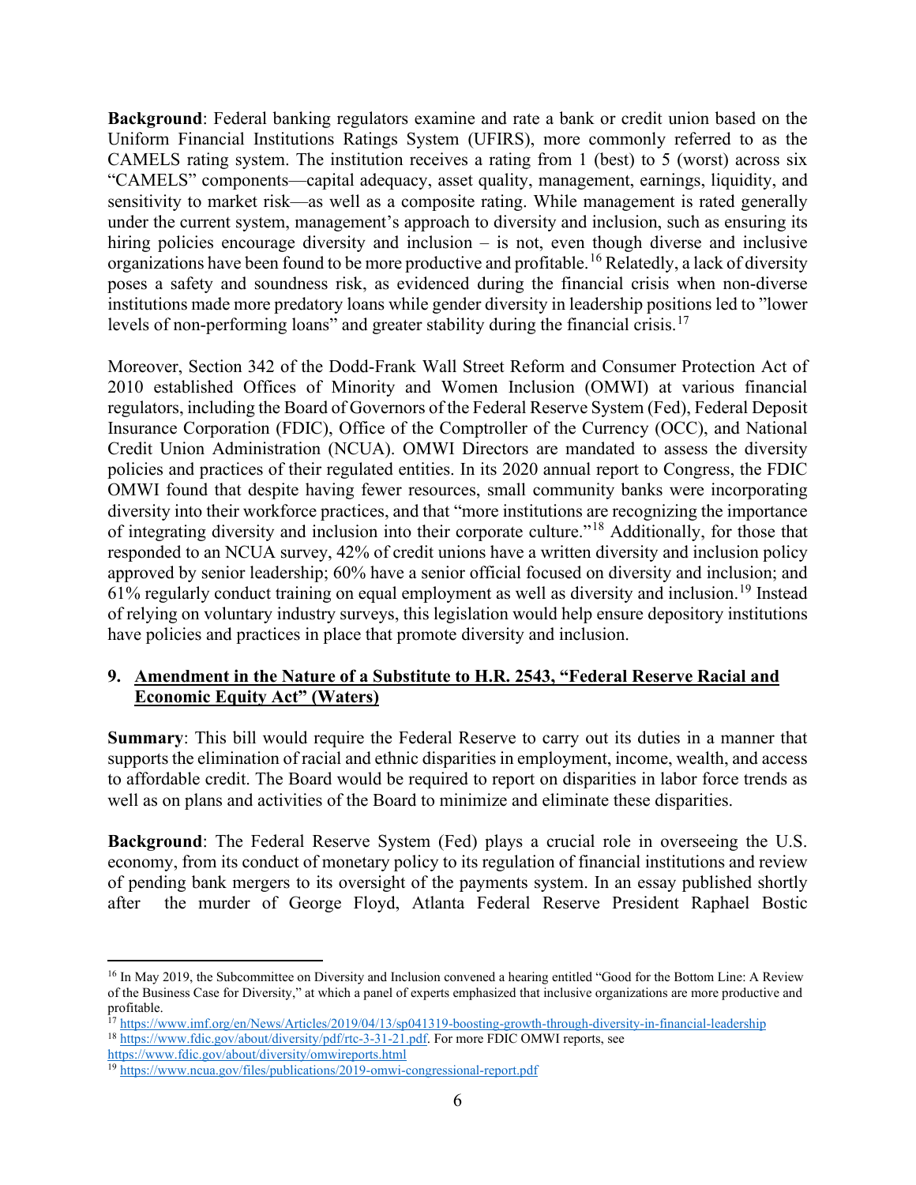**Background**: Federal banking regulators examine and rate a bank or credit union based on the Uniform Financial Institutions Ratings System (UFIRS), more commonly referred to as the CAMELS rating system. The institution receives a rating from 1 (best) to 5 (worst) across six "CAMELS" components—capital adequacy, asset quality, management, earnings, liquidity, and sensitivity to market risk—as well as a composite rating. While management is rated generally under the current system, management's approach to diversity and inclusion, such as ensuring its hiring policies encourage diversity and inclusion – is not, even though diverse and inclusive organizations have been found to be more productive and profitable.[16] Relatedly, a lack of diversity poses a safety and soundness risk, as evidenced during the financial crisis when non-diverse institutions made more predatory loans while gender diversity in leadership positions led to "lower levels of non-performing loans" and greater stability during the financial crisis.[17]

Moreover, Section 342 of the Dodd-Frank Wall Street Reform and Consumer Protection Act of 2010 established Offices of Minority and Women Inclusion (OMWI) at various financial regulators, including the Board of Governors of the Federal Reserve System (Fed), Federal Deposit Insurance Corporation (FDIC), Office of the Comptroller of the Currency (OCC), and National Credit Union Administration (NCUA). OMWI Directors are mandated to assess the diversity policies and practices of their regulated entities. In its 2020 annual report to Congress, the FDIC OMWI found that despite having fewer resources, small community banks were incorporating diversity into their workforce practices, and that "more institutions are recognizing the importance of integrating diversity and inclusion into their corporate culture."[18] Additionally, for those that responded to an NCUA survey, 42% of credit unions have a written diversity and inclusion policy approved by senior leadership; 60% have a senior official focused on diversity and inclusion; and 61% regularly conduct training on equal employment as well as diversity and inclusion.[19] Instead of relying on voluntary industry surveys, this legislation would help ensure depository institutions have policies and practices in place that promote diversity and inclusion.

### 9. Amendment in the Nature of a Substitute to H.R. 2543, "Federal Reserve Racial and Economic Equity Act" (Waters)

**Summary**: This bill would require the Federal Reserve to carry out its duties in a manner that supports the elimination of racial and ethnic disparities in employment, income, wealth, and access to affordable credit. The Board would be required to report on disparities in labor force trends as well as on plans and activities of the Board to minimize and eliminate these disparities.

**Background**: The Federal Reserve System (Fed) plays a crucial role in overseeing the U.S. economy, from its conduct of monetary policy to its regulation of financial institutions and review of pending bank mergers to its oversight of the payments system. In an essay published shortly after the murder of George Floyd, Atlanta Federal Reserve President Raphael Bostic

---

[16] In May 2019, the Subcommittee on Diversity and Inclusion convened a hearing entitled "Good for the Bottom Line: A Review of the Business Case for Diversity," at which a panel of experts emphasized that inclusive organizations are more productive and profitable.

[17] https://www.imf.org/en/News/Articles/2019/04/13/sp041319-boosting-growth-through-diversity-in-financial-leadership

[18] https://www.fdic.gov/about/diversity/pdf/rtc-3-31-21.pdf. For more FDIC OMWI reports, see https://www.fdic.gov/about/diversity/omwireports.html

[19] https://www.ncua.gov/files/publications/2019-omwi-congressional-report.pdf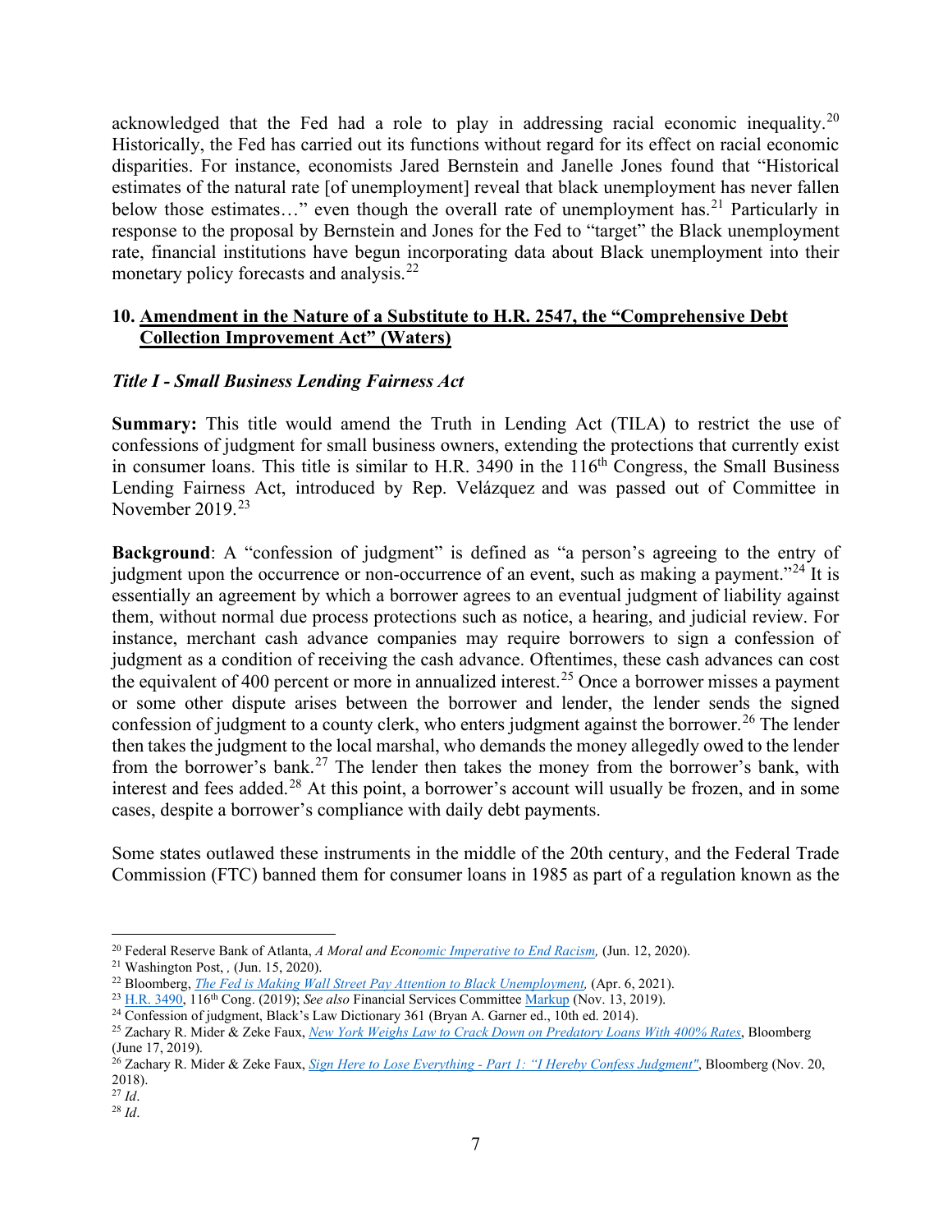acknowledged that the Fed had a role to play in addressing racial economic inequality.[20] Historically, the Fed has carried out its functions without regard for its effect on racial economic disparities. For instance, economists Jared Bernstein and Janelle Jones found that "Historical estimates of the natural rate [of unemployment] reveal that black unemployment has never fallen below those estimates…" even though the overall rate of unemployment has.[21] Particularly in response to the proposal by Bernstein and Jones for the Fed to "target" the Black unemployment rate, financial institutions have begun incorporating data about Black unemployment into their monetary policy forecasts and analysis.[22]

### 10. Amendment in the Nature of a Substitute to H.R. 2547, the "Comprehensive Debt Collection Improvement Act" (Waters)

***Title I - Small Business Lending Fairness Act***

**Summary:** This title would amend the Truth in Lending Act (TILA) to restrict the use of confessions of judgment for small business owners, extending the protections that currently exist in consumer loans. This title is similar to H.R. 3490 in the 116th Congress, the Small Business Lending Fairness Act, introduced by Rep. Velázquez and was passed out of Committee in November 2019.[23]

**Background**: A "confession of judgment" is defined as "a person's agreeing to the entry of judgment upon the occurrence or non-occurrence of an event, such as making a payment."[24] It is essentially an agreement by which a borrower agrees to an eventual judgment of liability against them, without normal due process protections such as notice, a hearing, and judicial review. For instance, merchant cash advance companies may require borrowers to sign a confession of judgment as a condition of receiving the cash advance. Oftentimes, these cash advances can cost the equivalent of 400 percent or more in annualized interest.[25] Once a borrower misses a payment or some other dispute arises between the borrower and lender, the lender sends the signed confession of judgment to a county clerk, who enters judgment against the borrower.[26] The lender then takes the judgment to the local marshal, who demands the money allegedly owed to the lender from the borrower's bank.[27] The lender then takes the money from the borrower's bank, with interest and fees added.[28] At this point, a borrower's account will usually be frozen, and in some cases, despite a borrower's compliance with daily debt payments.

Some states outlawed these instruments in the middle of the 20th century, and the Federal Trade Commission (FTC) banned them for consumer loans in 1985 as part of a regulation known as the

---

[20] Federal Reserve Bank of Atlanta, *A Moral and Economic Imperative to End Racism,* (Jun. 12, 2020).

[21] Washington Post, , (Jun. 15, 2020).

[22] Bloomberg, *The Fed is Making Wall Street Pay Attention to Black Unemployment,* (Apr. 6, 2021).

[23] H.R. 3490, 116th Cong. (2019); *See also* Financial Services Committee Markup (Nov. 13, 2019).

[24] Confession of judgment, Black's Law Dictionary 361 (Bryan A. Garner ed., 10th ed. 2014).

[25] Zachary R. Mider & Zeke Faux, *New York Weighs Law to Crack Down on Predatory Loans With 400% Rates*, Bloomberg (June 17, 2019).

[26] Zachary R. Mider & Zeke Faux, *Sign Here to Lose Everything - Part 1: "I Hereby Confess Judgment"*, Bloomberg (Nov. 20, 2018).

[27] *Id*.

[28] *Id*.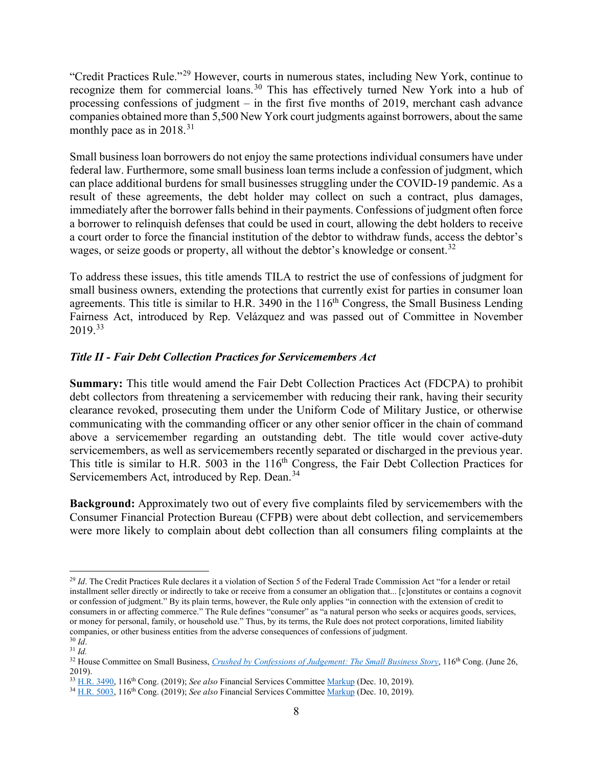"Credit Practices Rule."[29] However, courts in numerous states, including New York, continue to recognize them for commercial loans.[30] This has effectively turned New York into a hub of processing confessions of judgment – in the first five months of 2019, merchant cash advance companies obtained more than 5,500 New York court judgments against borrowers, about the same monthly pace as in 2018.[31]

Small business loan borrowers do not enjoy the same protections individual consumers have under federal law. Furthermore, some small business loan terms include a confession of judgment, which can place additional burdens for small businesses struggling under the COVID-19 pandemic. As a result of these agreements, the debt holder may collect on such a contract, plus damages, immediately after the borrower falls behind in their payments. Confessions of judgment often force a borrower to relinquish defenses that could be used in court, allowing the debt holders to receive a court order to force the financial institution of the debtor to withdraw funds, access the debtor's wages, or seize goods or property, all without the debtor's knowledge or consent.[32]

To address these issues, this title amends TILA to restrict the use of confessions of judgment for small business owners, extending the protections that currently exist for parties in consumer loan agreements. This title is similar to H.R. 3490 in the 116th Congress, the Small Business Lending Fairness Act, introduced by Rep. Velázquez and was passed out of Committee in November 2019.[33]

### *Title II - Fair Debt Collection Practices for Servicemembers Act*

**Summary:** This title would amend the Fair Debt Collection Practices Act (FDCPA) to prohibit debt collectors from threatening a servicemember with reducing their rank, having their security clearance revoked, prosecuting them under the Uniform Code of Military Justice, or otherwise communicating with the commanding officer or any other senior officer in the chain of command above a servicemember regarding an outstanding debt. The title would cover active-duty servicemembers, as well as servicemembers recently separated or discharged in the previous year. This title is similar to H.R. 5003 in the 116th Congress, the Fair Debt Collection Practices for Servicemembers Act, introduced by Rep. Dean.[34]

**Background:** Approximately two out of every five complaints filed by servicemembers with the Consumer Financial Protection Bureau (CFPB) were about debt collection, and servicemembers were more likely to complain about debt collection than all consumers filing complaints at the

---

[29] *Id*. The Credit Practices Rule declares it a violation of Section 5 of the Federal Trade Commission Act "for a lender or retail installment seller directly or indirectly to take or receive from a consumer an obligation that... [c]onstitutes or contains a cognovit or confession of judgment." By its plain terms, however, the Rule only applies "in connection with the extension of credit to consumers in or affecting commerce." The Rule defines "consumer" as "a natural person who seeks or acquires goods, services, or money for personal, family, or household use." Thus, by its terms, the Rule does not protect corporations, limited liability companies, or other business entities from the adverse consequences of confessions of judgment.

[30] *Id*.

[31] *Id.*

[32] House Committee on Small Business, *Crushed by Confessions of Judgement: The Small Business Story*, 116th Cong. (June 26, 2019).

[33] H.R. 3490, 116th Cong. (2019); *See also* Financial Services Committee Markup (Dec. 10, 2019).

[34] H.R. 5003, 116th Cong. (2019); *See also* Financial Services Committee Markup (Dec. 10, 2019).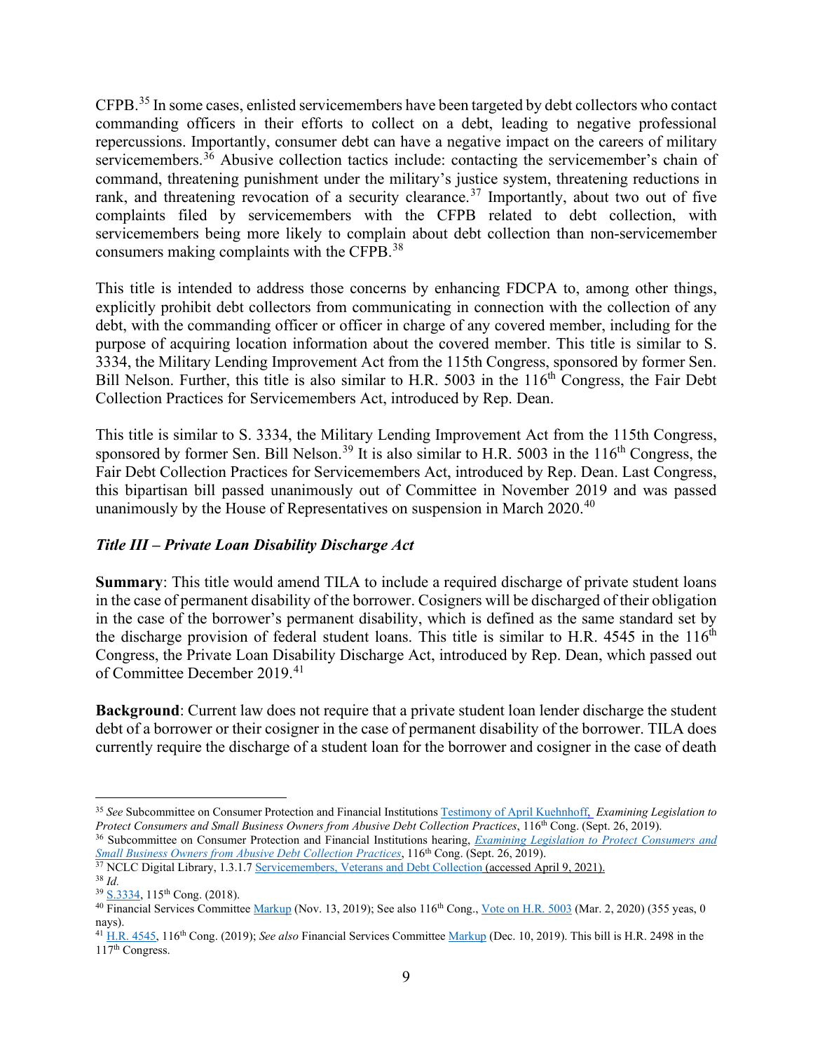CFPB.[35] In some cases, enlisted servicemembers have been targeted by debt collectors who contact commanding officers in their efforts to collect on a debt, leading to negative professional repercussions. Importantly, consumer debt can have a negative impact on the careers of military servicemembers.[36] Abusive collection tactics include: contacting the servicemember's chain of command, threatening punishment under the military's justice system, threatening reductions in rank, and threatening revocation of a security clearance.[37] Importantly, about two out of five complaints filed by servicemembers with the CFPB related to debt collection, with servicemembers being more likely to complain about debt collection than non-servicemember consumers making complaints with the CFPB.[38]

This title is intended to address those concerns by enhancing FDCPA to, among other things, explicitly prohibit debt collectors from communicating in connection with the collection of any debt, with the commanding officer or officer in charge of any covered member, including for the purpose of acquiring location information about the covered member. This title is similar to S. 3334, the Military Lending Improvement Act from the 115th Congress, sponsored by former Sen. Bill Nelson. Further, this title is also similar to H.R. 5003 in the 116th Congress, the Fair Debt Collection Practices for Servicemembers Act, introduced by Rep. Dean.

This title is similar to S. 3334, the Military Lending Improvement Act from the 115th Congress, sponsored by former Sen. Bill Nelson.[39] It is also similar to H.R. 5003 in the 116th Congress, the Fair Debt Collection Practices for Servicemembers Act, introduced by Rep. Dean. Last Congress, this bipartisan bill passed unanimously out of Committee in November 2019 and was passed unanimously by the House of Representatives on suspension in March 2020.[40]

### *Title III – Private Loan Disability Discharge Act*

**Summary**: This title would amend TILA to include a required discharge of private student loans in the case of permanent disability of the borrower. Cosigners will be discharged of their obligation in the case of the borrower's permanent disability, which is defined as the same standard set by the discharge provision of federal student loans. This title is similar to H.R. 4545 in the 116th Congress, the Private Loan Disability Discharge Act, introduced by Rep. Dean, which passed out of Committee December 2019.[41]

**Background**: Current law does not require that a private student loan lender discharge the student debt of a borrower or their cosigner in the case of permanent disability of the borrower. TILA does currently require the discharge of a student loan for the borrower and cosigner in the case of death

---

[35] *See* Subcommittee on Consumer Protection and Financial Institutions Testimony of April Kuehnhoff, *Examining Legislation to Protect Consumers and Small Business Owners from Abusive Debt Collection Practices*, 116th Cong. (Sept. 26, 2019).

[36] Subcommittee on Consumer Protection and Financial Institutions hearing, *Examining Legislation to Protect Consumers and Small Business Owners from Abusive Debt Collection Practices*, 116th Cong. (Sept. 26, 2019).

[37] NCLC Digital Library, 1.3.1.7 Servicemembers, Veterans and Debt Collection (accessed April 9, 2021).

[38] *Id.*

[39] S.3334, 115th Cong. (2018).

[40] Financial Services Committee Markup (Nov. 13, 2019); See also 116th Cong., Vote on H.R. 5003 (Mar. 2, 2020) (355 yeas, 0 nays).

[41] H.R. 4545, 116th Cong. (2019); *See also* Financial Services Committee Markup (Dec. 10, 2019). This bill is H.R. 2498 in the 117th Congress.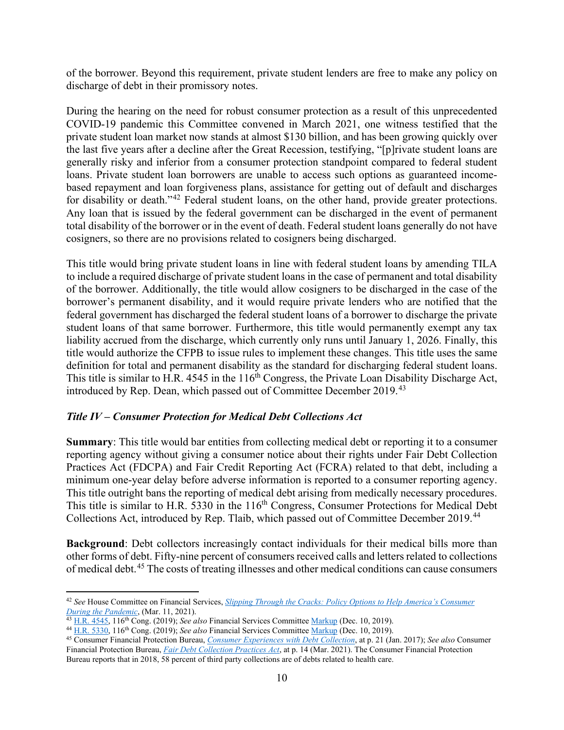of the borrower. Beyond this requirement, private student lenders are free to make any policy on discharge of debt in their promissory notes.

During the hearing on the need for robust consumer protection as a result of this unprecedented COVID-19 pandemic this Committee convened in March 2021, one witness testified that the private student loan market now stands at almost $130 billion, and has been growing quickly over the last five years after a decline after the Great Recession, testifying, "[p]rivate student loans are generally risky and inferior from a consumer protection standpoint compared to federal student loans. Private student loan borrowers are unable to access such options as guaranteed income-based repayment and loan forgiveness plans, assistance for getting out of default and discharges for disability or death."[42] Federal student loans, on the other hand, provide greater protections. Any loan that is issued by the federal government can be discharged in the event of permanent total disability of the borrower or in the event of death. Federal student loans generally do not have cosigners, so there are no provisions related to cosigners being discharged.

This title would bring private student loans in line with federal student loans by amending TILA to include a required discharge of private student loans in the case of permanent and total disability of the borrower. Additionally, the title would allow cosigners to be discharged in the case of the borrower's permanent disability, and it would require private lenders who are notified that the federal government has discharged the federal student loans of a borrower to discharge the private student loans of that same borrower. Furthermore, this title would permanently exempt any tax liability accrued from the discharge, which currently only runs until January 1, 2026. Finally, this title would authorize the CFPB to issue rules to implement these changes. This title uses the same definition for total and permanent disability as the standard for discharging federal student loans. This title is similar to H.R. 4545 in the 116th Congress, the Private Loan Disability Discharge Act, introduced by Rep. Dean, which passed out of Committee December 2019.[43]

### *Title IV – Consumer Protection for Medical Debt Collections Act*

**Summary**: This title would bar entities from collecting medical debt or reporting it to a consumer reporting agency without giving a consumer notice about their rights under Fair Debt Collection Practices Act (FDCPA) and Fair Credit Reporting Act (FCRA) related to that debt, including a minimum one-year delay before adverse information is reported to a consumer reporting agency. This title outright bans the reporting of medical debt arising from medically necessary procedures. This title is similar to H.R. 5330 in the 116th Congress, Consumer Protections for Medical Debt Collections Act, introduced by Rep. Tlaib, which passed out of Committee December 2019.[44]

**Background**: Debt collectors increasingly contact individuals for their medical bills more than other forms of debt. Fifty-nine percent of consumers received calls and letters related to collections of medical debt.[45] The costs of treating illnesses and other medical conditions can cause consumers

---

[42] *See* House Committee on Financial Services, *Slipping Through the Cracks: Policy Options to Help America's Consumer During the Pandemic*, (Mar. 11, 2021).

[43] H.R. 4545, 116th Cong. (2019); *See also* Financial Services Committee Markup (Dec. 10, 2019).

[44] H.R. 5330, 116th Cong. (2019); *See also* Financial Services Committee Markup (Dec. 10, 2019).

[45] Consumer Financial Protection Bureau, *Consumer Experiences with Debt Collection*, at p. 21 (Jan. 2017); *See also* Consumer Financial Protection Bureau, *Fair Debt Collection Practices Act*, at p. 14 (Mar. 2021). The Consumer Financial Protection Bureau reports that in 2018, 58 percent of third party collections are of debts related to health care.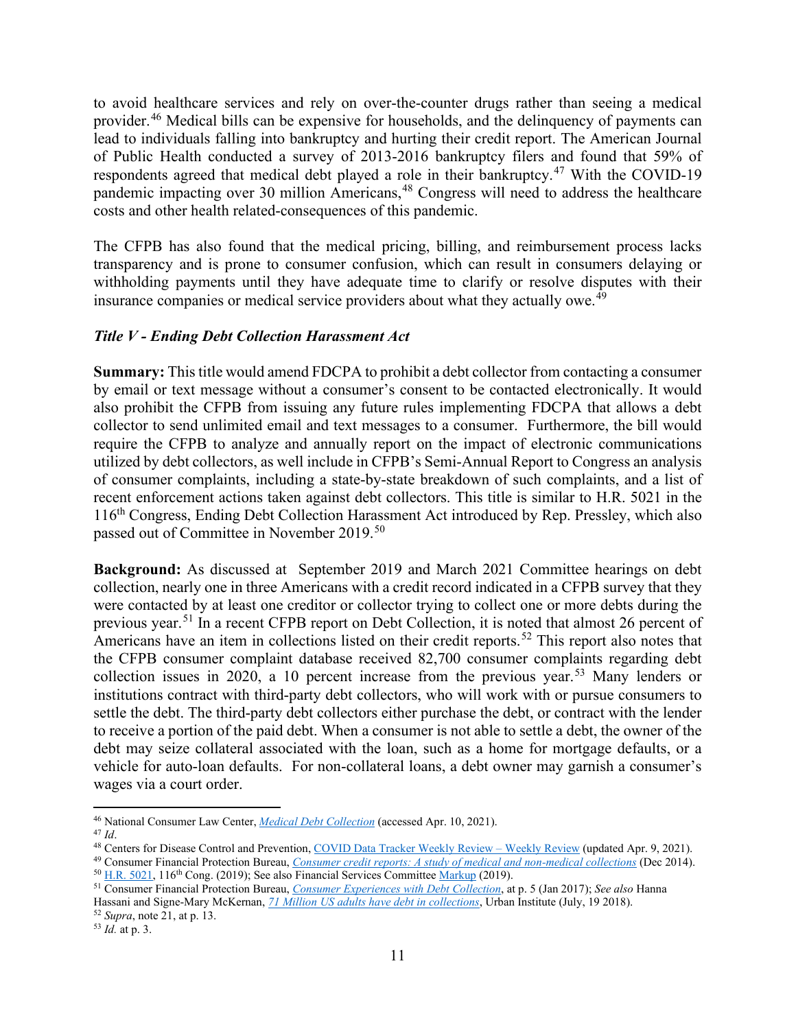to avoid healthcare services and rely on over-the-counter drugs rather than seeing a medical provider.[46] Medical bills can be expensive for households, and the delinquency of payments can lead to individuals falling into bankruptcy and hurting their credit report. The American Journal of Public Health conducted a survey of 2013-2016 bankruptcy filers and found that 59% of respondents agreed that medical debt played a role in their bankruptcy.[47] With the COVID-19 pandemic impacting over 30 million Americans,[48] Congress will need to address the healthcare costs and other health related-consequences of this pandemic.

The CFPB has also found that the medical pricing, billing, and reimbursement process lacks transparency and is prone to consumer confusion, which can result in consumers delaying or withholding payments until they have adequate time to clarify or resolve disputes with their insurance companies or medical service providers about what they actually owe.[49]

### *Title V - Ending Debt Collection Harassment Act*

**Summary:** This title would amend FDCPA to prohibit a debt collector from contacting a consumer by email or text message without a consumer's consent to be contacted electronically. It would also prohibit the CFPB from issuing any future rules implementing FDCPA that allows a debt collector to send unlimited email and text messages to a consumer. Furthermore, the bill would require the CFPB to analyze and annually report on the impact of electronic communications utilized by debt collectors, as well include in CFPB's Semi-Annual Report to Congress an analysis of consumer complaints, including a state-by-state breakdown of such complaints, and a list of recent enforcement actions taken against debt collectors. This title is similar to H.R. 5021 in the 116th Congress, Ending Debt Collection Harassment Act introduced by Rep. Pressley, which also passed out of Committee in November 2019.[50]

**Background:** As discussed at September 2019 and March 2021 Committee hearings on debt collection, nearly one in three Americans with a credit record indicated in a CFPB survey that they were contacted by at least one creditor or collector trying to collect one or more debts during the previous year.[51] In a recent CFPB report on Debt Collection, it is noted that almost 26 percent of Americans have an item in collections listed on their credit reports.[52] This report also notes that the CFPB consumer complaint database received 82,700 consumer complaints regarding debt collection issues in 2020, a 10 percent increase from the previous year.[53] Many lenders or institutions contract with third-party debt collectors, who will work with or pursue consumers to settle the debt. The third-party debt collectors either purchase the debt, or contract with the lender to receive a portion of the paid debt. When a consumer is not able to settle a debt, the owner of the debt may seize collateral associated with the loan, such as a home for mortgage defaults, or a vehicle for auto-loan defaults. For non-collateral loans, a debt owner may garnish a consumer's wages via a court order.

---

[46] National Consumer Law Center, *Medical Debt Collection* (accessed Apr. 10, 2021).
[47] *Id*.
[48] Centers for Disease Control and Prevention, COVID Data Tracker Weekly Review – Weekly Review (updated Apr. 9, 2021).
[49] Consumer Financial Protection Bureau, *Consumer credit reports: A study of medical and non-medical collections* (Dec 2014).
[50] H.R. 5021, 116th Cong. (2019); See also Financial Services Committee Markup (2019).
[51] Consumer Financial Protection Bureau, *Consumer Experiences with Debt Collection*, at p. 5 (Jan 2017); *See also* Hanna Hassani and Signe-Mary McKernan, *71 Million US adults have debt in collections*, Urban Institute (July, 19 2018).
[52] *Supra*, note 21, at p. 13.
[53] *Id.* at p. 3.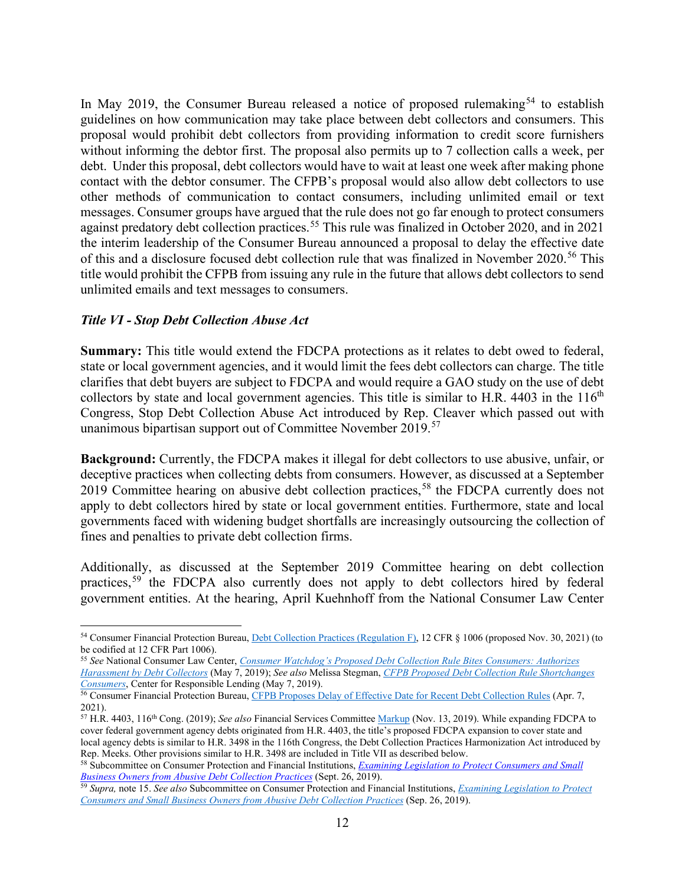In May 2019, the Consumer Bureau released a notice of proposed rulemaking[54] to establish guidelines on how communication may take place between debt collectors and consumers. This proposal would prohibit debt collectors from providing information to credit score furnishers without informing the debtor first. The proposal also permits up to 7 collection calls a week, per debt. Under this proposal, debt collectors would have to wait at least one week after making phone contact with the debtor consumer. The CFPB's proposal would also allow debt collectors to use other methods of communication to contact consumers, including unlimited email or text messages. Consumer groups have argued that the rule does not go far enough to protect consumers against predatory debt collection practices.[55] This rule was finalized in October 2020, and in 2021 the interim leadership of the Consumer Bureau announced a proposal to delay the effective date of this and a disclosure focused debt collection rule that was finalized in November 2020.[56] This title would prohibit the CFPB from issuing any rule in the future that allows debt collectors to send unlimited emails and text messages to consumers.

### *Title VI - Stop Debt Collection Abuse Act*

**Summary:** This title would extend the FDCPA protections as it relates to debt owed to federal, state or local government agencies, and it would limit the fees debt collectors can charge. The title clarifies that debt buyers are subject to FDCPA and would require a GAO study on the use of debt collectors by state and local government agencies. This title is similar to H.R. 4403 in the 116th Congress, Stop Debt Collection Abuse Act introduced by Rep. Cleaver which passed out with unanimous bipartisan support out of Committee November 2019.[57]

**Background:** Currently, the FDCPA makes it illegal for debt collectors to use abusive, unfair, or deceptive practices when collecting debts from consumers. However, as discussed at a September 2019 Committee hearing on abusive debt collection practices,[58] the FDCPA currently does not apply to debt collectors hired by state or local government entities. Furthermore, state and local governments faced with widening budget shortfalls are increasingly outsourcing the collection of fines and penalties to private debt collection firms.

Additionally, as discussed at the September 2019 Committee hearing on debt collection practices,[59] the FDCPA also currently does not apply to debt collectors hired by federal government entities. At the hearing, April Kuehnhoff from the National Consumer Law Center

---

[54] Consumer Financial Protection Bureau, Debt Collection Practices (Regulation F), 12 CFR § 1006 (proposed Nov. 30, 2021) (to be codified at 12 CFR Part 1006).

[55] *See* National Consumer Law Center, *Consumer Watchdog's Proposed Debt Collection Rule Bites Consumers: Authorizes Harassment by Debt Collectors* (May 7, 2019); *See also* Melissa Stegman, *CFPB Proposed Debt Collection Rule Shortchanges Consumers*, Center for Responsible Lending (May 7, 2019).

[56] Consumer Financial Protection Bureau, CFPB Proposes Delay of Effective Date for Recent Debt Collection Rules (Apr. 7, 2021).

[57] H.R. 4403, 116th Cong. (2019); *See also* Financial Services Committee Markup (Nov. 13, 2019). While expanding FDCPA to cover federal government agency debts originated from H.R. 4403, the title's proposed FDCPA expansion to cover state and local agency debts is similar to H.R. 3498 in the 116th Congress, the Debt Collection Practices Harmonization Act introduced by Rep. Meeks. Other provisions similar to H.R. 3498 are included in Title VII as described below.

[58] Subcommittee on Consumer Protection and Financial Institutions, *Examining Legislation to Protect Consumers and Small Business Owners from Abusive Debt Collection Practices* (Sept. 26, 2019).

[59] *Supra,* note 15. *See also* Subcommittee on Consumer Protection and Financial Institutions, *Examining Legislation to Protect Consumers and Small Business Owners from Abusive Debt Collection Practices* (Sep. 26, 2019).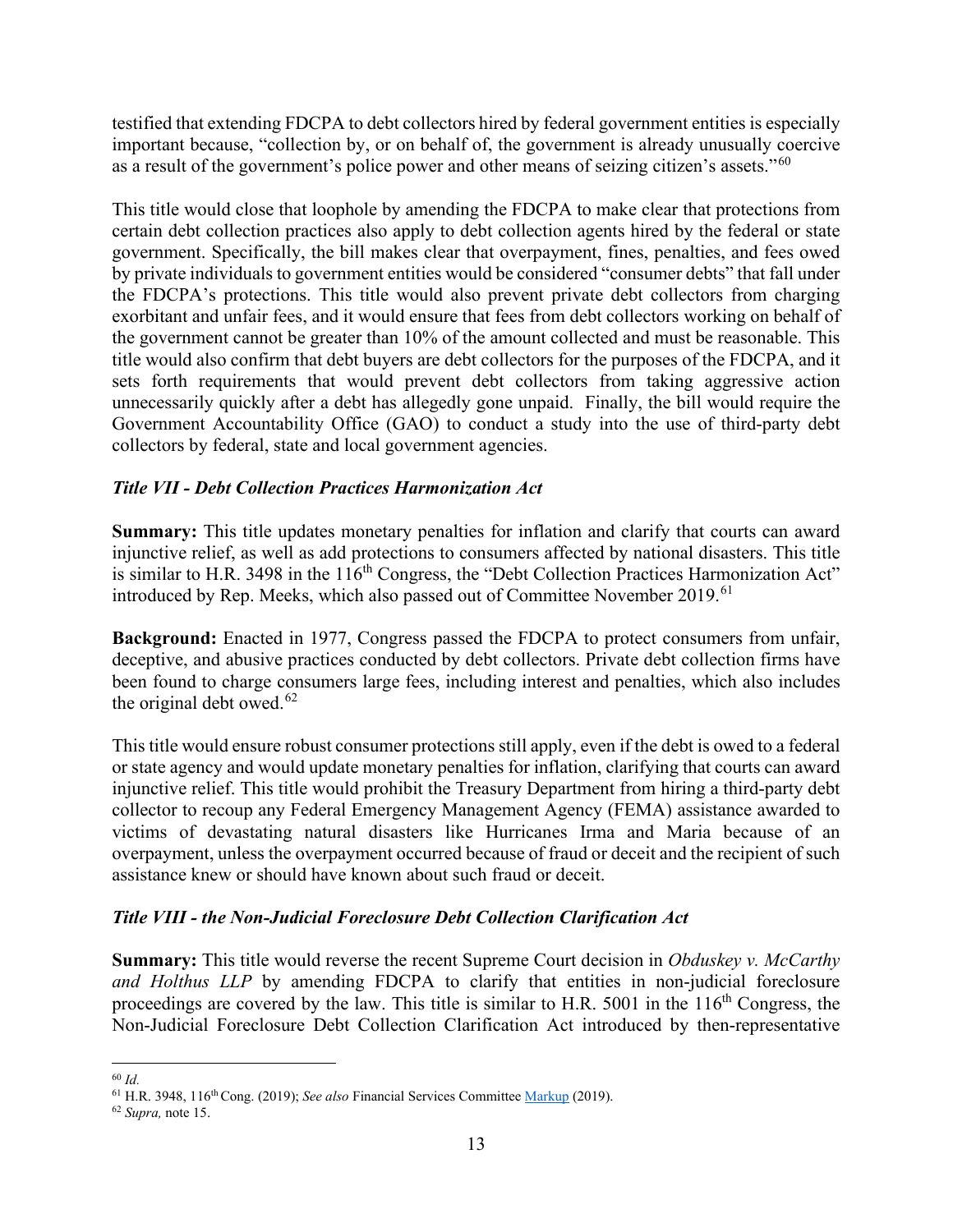testified that extending FDCPA to debt collectors hired by federal government entities is especially important because, "collection by, or on behalf of, the government is already unusually coercive as a result of the government's police power and other means of seizing citizen's assets."[60]

This title would close that loophole by amending the FDCPA to make clear that protections from certain debt collection practices also apply to debt collection agents hired by the federal or state government. Specifically, the bill makes clear that overpayment, fines, penalties, and fees owed by private individuals to government entities would be considered "consumer debts" that fall under the FDCPA's protections. This title would also prevent private debt collectors from charging exorbitant and unfair fees, and it would ensure that fees from debt collectors working on behalf of the government cannot be greater than 10% of the amount collected and must be reasonable. This title would also confirm that debt buyers are debt collectors for the purposes of the FDCPA, and it sets forth requirements that would prevent debt collectors from taking aggressive action unnecessarily quickly after a debt has allegedly gone unpaid. Finally, the bill would require the Government Accountability Office (GAO) to conduct a study into the use of third-party debt collectors by federal, state and local government agencies.

### *Title VII - Debt Collection Practices Harmonization Act*

**Summary:** This title updates monetary penalties for inflation and clarify that courts can award injunctive relief, as well as add protections to consumers affected by national disasters. This title is similar to H.R. 3498 in the 116th Congress, the "Debt Collection Practices Harmonization Act" introduced by Rep. Meeks, which also passed out of Committee November 2019.[61]

**Background:** Enacted in 1977, Congress passed the FDCPA to protect consumers from unfair, deceptive, and abusive practices conducted by debt collectors. Private debt collection firms have been found to charge consumers large fees, including interest and penalties, which also includes the original debt owed.[62]

This title would ensure robust consumer protections still apply, even if the debt is owed to a federal or state agency and would update monetary penalties for inflation, clarifying that courts can award injunctive relief. This title would prohibit the Treasury Department from hiring a third-party debt collector to recoup any Federal Emergency Management Agency (FEMA) assistance awarded to victims of devastating natural disasters like Hurricanes Irma and Maria because of an overpayment, unless the overpayment occurred because of fraud or deceit and the recipient of such assistance knew or should have known about such fraud or deceit.

### *Title VIII - the Non-Judicial Foreclosure Debt Collection Clarification Act*

**Summary:** This title would reverse the recent Supreme Court decision in *Obduskey v. McCarthy and Holthus LLP* by amending FDCPA to clarify that entities in non-judicial foreclosure proceedings are covered by the law. This title is similar to H.R. 5001 in the 116th Congress, the Non-Judicial Foreclosure Debt Collection Clarification Act introduced by then-representative

---

[60] *Id.*

[61] H.R. 3948, 116th Cong. (2019); *See also* Financial Services Committee Markup (2019).

[62] *Supra,* note 15.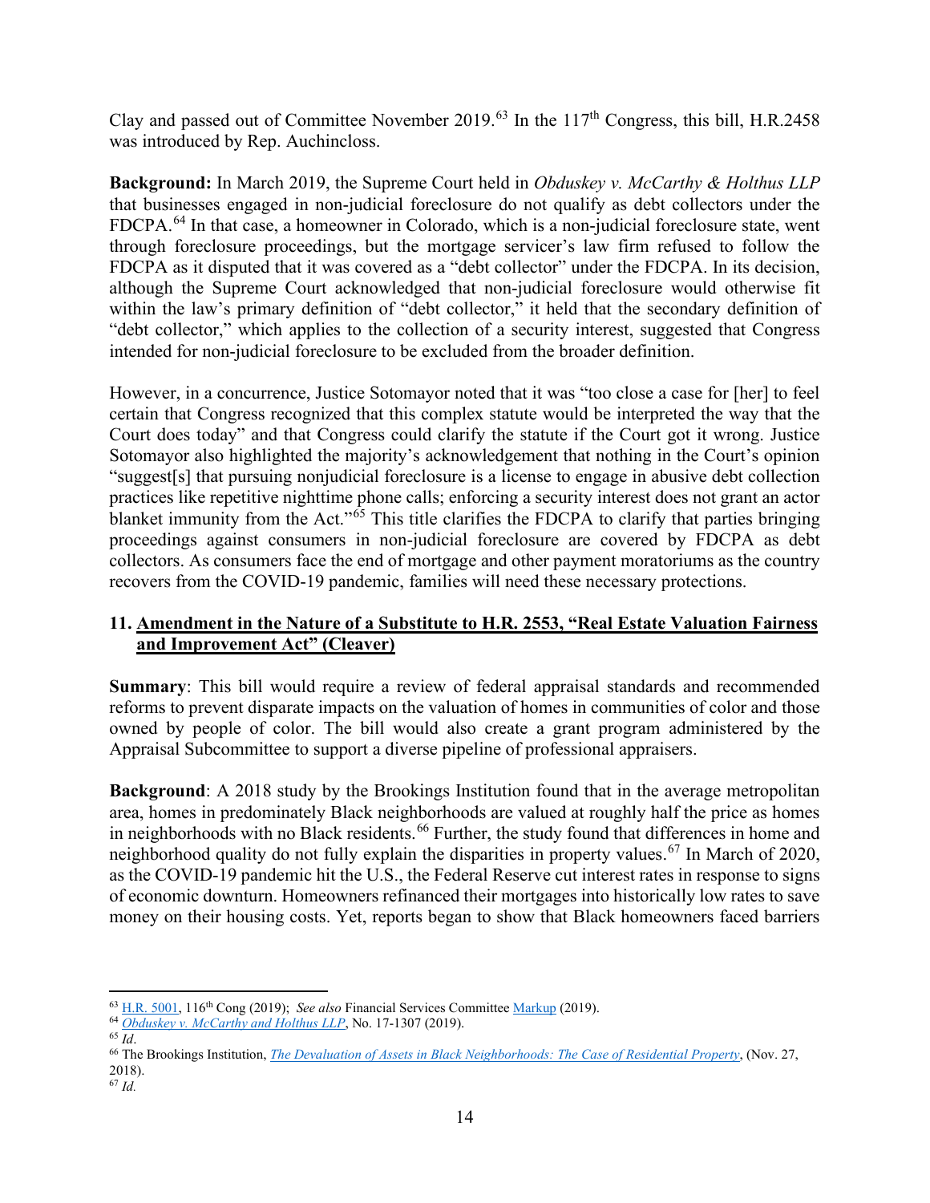Clay and passed out of Committee November 2019.[63] In the 117th Congress, this bill, H.R.2458 was introduced by Rep. Auchincloss.

**Background:** In March 2019, the Supreme Court held in *Obduskey v. McCarthy & Holthus LLP* that businesses engaged in non-judicial foreclosure do not qualify as debt collectors under the FDCPA.[64] In that case, a homeowner in Colorado, which is a non-judicial foreclosure state, went through foreclosure proceedings, but the mortgage servicer's law firm refused to follow the FDCPA as it disputed that it was covered as a "debt collector" under the FDCPA. In its decision, although the Supreme Court acknowledged that non-judicial foreclosure would otherwise fit within the law's primary definition of "debt collector," it held that the secondary definition of "debt collector," which applies to the collection of a security interest, suggested that Congress intended for non-judicial foreclosure to be excluded from the broader definition.

However, in a concurrence, Justice Sotomayor noted that it was "too close a case for [her] to feel certain that Congress recognized that this complex statute would be interpreted the way that the Court does today" and that Congress could clarify the statute if the Court got it wrong. Justice Sotomayor also highlighted the majority's acknowledgement that nothing in the Court's opinion "suggest[s] that pursuing nonjudicial foreclosure is a license to engage in abusive debt collection practices like repetitive nighttime phone calls; enforcing a security interest does not grant an actor blanket immunity from the Act."[65] This title clarifies the FDCPA to clarify that parties bringing proceedings against consumers in non-judicial foreclosure are covered by FDCPA as debt collectors. As consumers face the end of mortgage and other payment moratoriums as the country recovers from the COVID-19 pandemic, families will need these necessary protections.

### 11. Amendment in the Nature of a Substitute to H.R. 2553, "Real Estate Valuation Fairness and Improvement Act" (Cleaver)

**Summary**: This bill would require a review of federal appraisal standards and recommended reforms to prevent disparate impacts on the valuation of homes in communities of color and those owned by people of color. The bill would also create a grant program administered by the Appraisal Subcommittee to support a diverse pipeline of professional appraisers.

**Background**: A 2018 study by the Brookings Institution found that in the average metropolitan area, homes in predominately Black neighborhoods are valued at roughly half the price as homes in neighborhoods with no Black residents.[66] Further, the study found that differences in home and neighborhood quality do not fully explain the disparities in property values.[67] In March of 2020, as the COVID-19 pandemic hit the U.S., the Federal Reserve cut interest rates in response to signs of economic downturn. Homeowners refinanced their mortgages into historically low rates to save money on their housing costs. Yet, reports began to show that Black homeowners faced barriers

---

[63] H.R. 5001, 116th Cong (2019); *See also* Financial Services Committee Markup (2019).
[64] *Obduskey v. McCarthy and Holthus LLP*, No. 17-1307 (2019).
[65] *Id*.
[66] The Brookings Institution, *The Devaluation of Assets in Black Neighborhoods: The Case of Residential Property*, (Nov. 27, 2018).
[67] *Id.*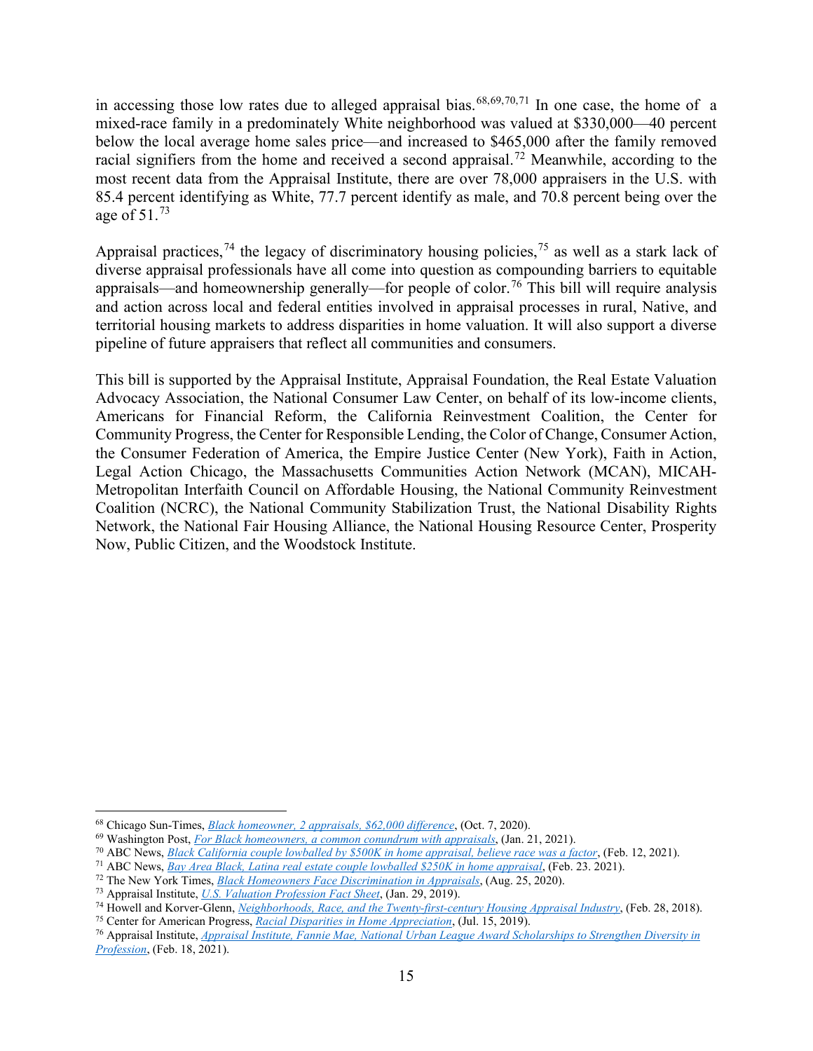in accessing those low rates due to alleged appraisal bias.[68,69,70,71] In one case, the home of a mixed-race family in a predominately White neighborhood was valued at $330,000—40 percent below the local average home sales price—and increased to $465,000 after the family removed racial signifiers from the home and received a second appraisal.[72] Meanwhile, according to the most recent data from the Appraisal Institute, there are over 78,000 appraisers in the U.S. with 85.4 percent identifying as White, 77.7 percent identify as male, and 70.8 percent being over the age of 51.[73]

Appraisal practices,[74] the legacy of discriminatory housing policies,[75] as well as a stark lack of diverse appraisal professionals have all come into question as compounding barriers to equitable appraisals—and homeownership generally—for people of color.[76] This bill will require analysis and action across local and federal entities involved in appraisal processes in rural, Native, and territorial housing markets to address disparities in home valuation. It will also support a diverse pipeline of future appraisers that reflect all communities and consumers.

This bill is supported by the Appraisal Institute, Appraisal Foundation, the Real Estate Valuation Advocacy Association, the National Consumer Law Center, on behalf of its low-income clients, Americans for Financial Reform, the California Reinvestment Coalition, the Center for Community Progress, the Center for Responsible Lending, the Color of Change, Consumer Action, the Consumer Federation of America, the Empire Justice Center (New York), Faith in Action, Legal Action Chicago, the Massachusetts Communities Action Network (MCAN), MICAH-Metropolitan Interfaith Council on Affordable Housing, the National Community Reinvestment Coalition (NCRC), the National Community Stabilization Trust, the National Disability Rights Network, the National Fair Housing Alliance, the National Housing Resource Center, Prosperity Now, Public Citizen, and the Woodstock Institute.

---

[68] Chicago Sun-Times, *Black homeowner, 2 appraisals, $62,000 difference*, (Oct. 7, 2020).

[69] Washington Post, *For Black homeowners, a common conundrum with appraisals*, (Jan. 21, 2021).

[70] ABC News, *Black California couple lowballed by $500K in home appraisal, believe race was a factor*, (Feb. 12, 2021).

[71] ABC News, *Bay Area Black, Latina real estate couple lowballed $250K in home appraisal*, (Feb. 23. 2021).

[72] The New York Times, *Black Homeowners Face Discrimination in Appraisals*, (Aug. 25, 2020).

[73] Appraisal Institute, *U.S. Valuation Profession Fact Sheet*, (Jan. 29, 2019).

[74] Howell and Korver-Glenn, *Neighborhoods, Race, and the Twenty-first-century Housing Appraisal Industry*, (Feb. 28, 2018).

[75] Center for American Progress, *Racial Disparities in Home Appreciation*, (Jul. 15, 2019).

[76] Appraisal Institute, *Appraisal Institute, Fannie Mae, National Urban League Award Scholarships to Strengthen Diversity in Profession*, (Feb. 18, 2021).